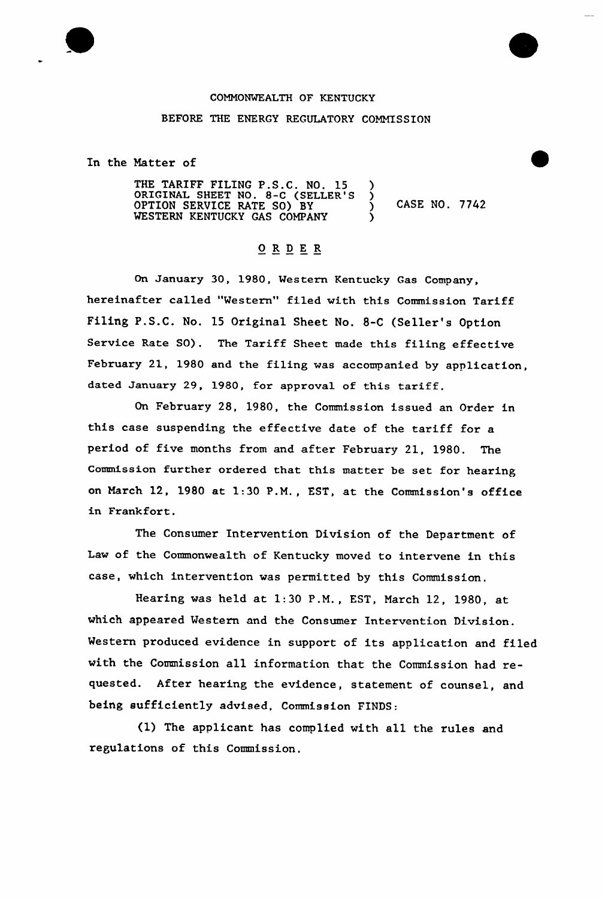COMMONWEALTH OF KENTUCKY

BEFORE THE ENERGY REGULATORY COMMISSION

In the Matter of

| | | |
|---|---|---|
| THE TARIFF FILING P.S.C. NO. 15 ORIGINAL SHEET NO. 8-C (SELLER'S OPTION SERVICE RATE SO) BY WESTERN KENTUCKY GAS COMPANY | ) ) ) ) | CASE NO. 7742 |

## O R D E R

On January 30, 1980, Western Kentucky Gas Company, hereinafter called "Western" filed with this Commission Tariff Filing P.S.C. No. 15 Original Sheet No. 8-C (Seller's Option Service Rate SO). The Tariff Sheet made this filing effective February 21, 1980 and the filing was accompanied by application, dated January 29, 1980, for approval of this tariff.

On February 28, 1980, the Commission issued an Order in this case suspending the effective date of the tariff for a period of five months from and after February 21, 1980. The Commission further ordered that this matter be set for hearing on March 12, 1980 at 1:30 P.M., EST, at the Commission's office in Frankfort.

The Consumer Intervention Division of the Department of Law of the Commonwealth of Kentucky moved to intervene in this case, which intervention was permitted by this Commission.

Hearing was held at 1:30 P.M., EST, March 12, 1980, at which appeared Western and the Consumer Intervention Division. Western produced evidence in support of its application and filed with the Commission all information that the Commission had requested. After hearing the evidence, statement of counsel, and being sufficiently advised, Commission FINDS:

(1) The applicant has complied with all the rules and regulations of this Commission.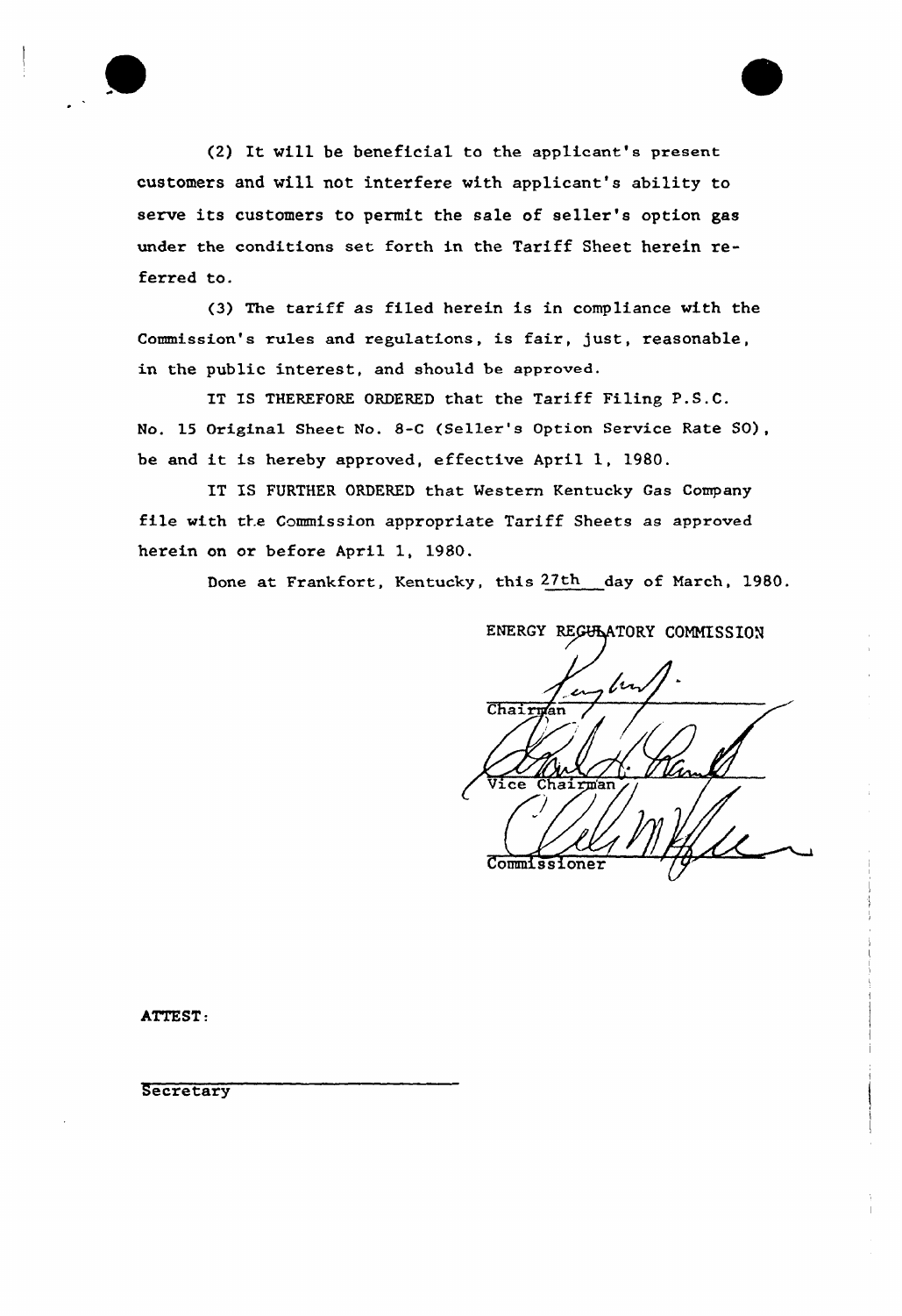(2) It will be beneficial to the applicant's present customers and will not interfere with applicant's ability to serve its customers to permit the sale of seller's option gas under the conditions set forth in the Tariff Sheet herein referred to.

(3) The tariff as filed herein is in compliance with the Commission's rules and regulations, is fair, just, reasonable, in the public interest, and should be approved.

IT IS THEREFORE ORDERED that the Tariff Filing P.S.C. No. 15 Original Sheet No. 8-C (Seller's Option Service Rate SO), be and it is hereby approved, effective April 1, 1980.

IT IS FURTHER ORDERED that Western Kentucky Gas Company file with the Commission appropriate Tariff Sheets as approved herein on or before April 1, 1980.

Done at Frankfort, Kentucky, this 27th day of March, 1980.

ENERGY REGULATORY COMMISSION

Chairman

Vice Chairman

Commissioner

ATTEST:

Secretary